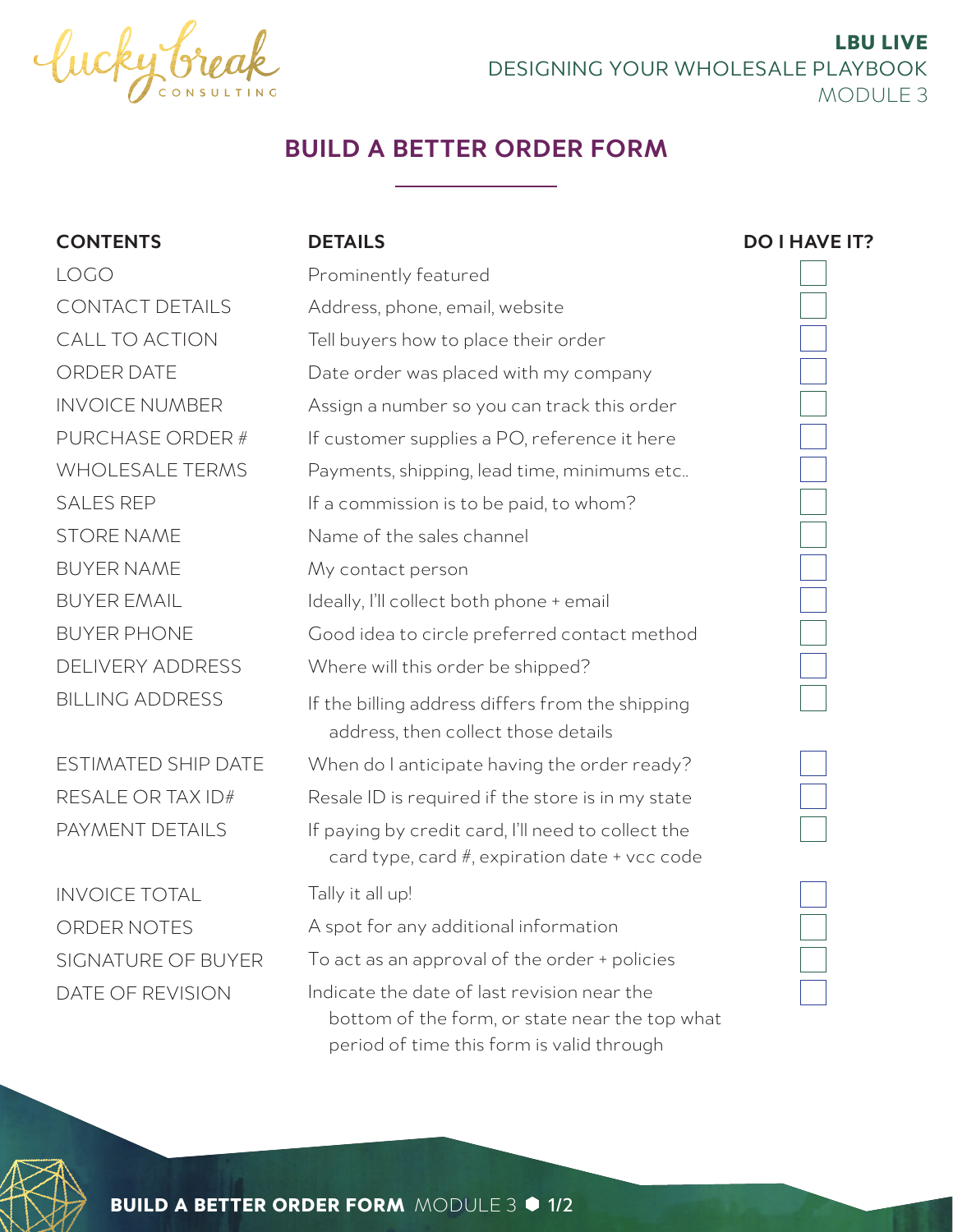**LBU LIVE**
DESIGNING YOUR WHOLESALE PLAYBOOK
MODULE 3

# BUILD A BETTER ORDER FORM

| CONTENTS | DETAILS | DO I HAVE IT? |
| --- | --- | --- |
| LOGO | Prominently featured | ☐ |
| CONTACT DETAILS | Address, phone, email, website | ☐ |
| CALL TO ACTION | Tell buyers how to place their order | ☐ |
| ORDER DATE | Date order was placed with my company | ☐ |
| INVOICE NUMBER | Assign a number so you can track this order | ☐ |
| PURCHASE ORDER # | If customer supplies a PO, reference it here | ☐ |
| WHOLESALE TERMS | Payments, shipping, lead time, minimums etc.. | ☐ |
| SALES REP | If a commission is to be paid, to whom? | ☐ |
| STORE NAME | Name of the sales channel | ☐ |
| BUYER NAME | My contact person | ☐ |
| BUYER EMAIL | Ideally, I'll collect both phone + email | ☐ |
| BUYER PHONE | Good idea to circle preferred contact method | ☐ |
| DELIVERY ADDRESS | Where will this order be shipped? | ☐ |
| BILLING ADDRESS | If the billing address differs from the shipping address, then collect those details | ☐ |
| ESTIMATED SHIP DATE | When do I anticipate having the order ready? | ☐ |
| RESALE OR TAX ID# | Resale ID is required if the store is in my state | ☐ |
| PAYMENT DETAILS | If paying by credit card, I'll need to collect the card type, card #, expiration date + vcc code | ☐ |
| INVOICE TOTAL | Tally it all up! | ☐ |
| ORDER NOTES | A spot for any additional information | ☐ |
| SIGNATURE OF BUYER | To act as an approval of the order + policies | ☐ |
| DATE OF REVISION | Indicate the date of last revision near the bottom of the form, or state near the top what period of time this form is valid through | ☐ |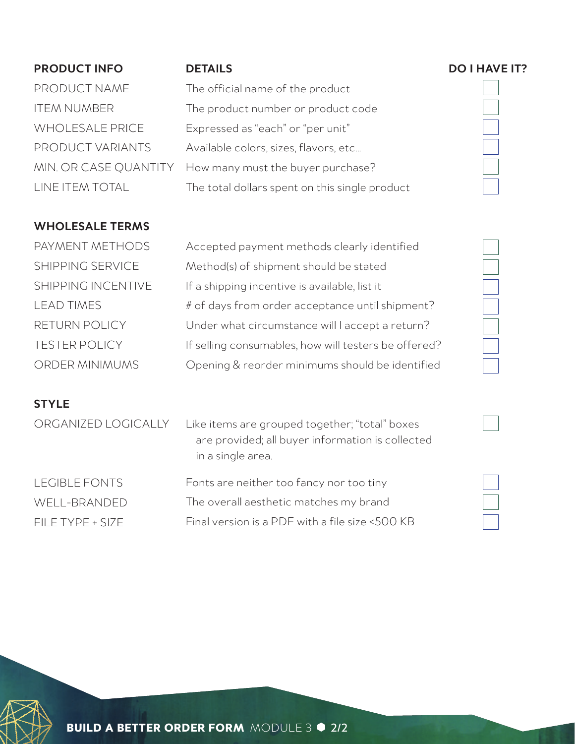| PRODUCT INFO | DETAILS | DO I HAVE IT? |
| --- | --- | --- |
| PRODUCT NAME | The official name of the product | ☐ |
| ITEM NUMBER | The product number or product code | ☐ |
| WHOLESALE PRICE | Expressed as "each" or "per unit" | ☐ |
| PRODUCT VARIANTS | Available colors, sizes, flavors, etc… | ☐ |
| MIN. OR CASE QUANTITY | How many must the buyer purchase? | ☐ |
| LINE ITEM TOTAL | The total dollars spent on this single product | ☐ |
| **WHOLESALE TERMS** | | |
| PAYMENT METHODS | Accepted payment methods clearly identified | ☐ |
| SHIPPING SERVICE | Method(s) of shipment should be stated | ☐ |
| SHIPPING INCENTIVE | If a shipping incentive is available, list it | ☐ |
| LEAD TIMES | # of days from order acceptance until shipment? | ☐ |
| RETURN POLICY | Under what circumstance will I accept a return? | ☐ |
| TESTER POLICY | If selling consumables, how will testers be offered? | ☐ |
| ORDER MINIMUMS | Opening & reorder minimums should be identified | ☐ |
| **STYLE** | | |
| ORGANIZED LOGICALLY | Like items are grouped together; "total" boxes are provided; all buyer information is collected in a single area. | ☐ |
| LEGIBLE FONTS | Fonts are neither too fancy nor too tiny | ☐ |
| WELL-BRANDED | The overall aesthetic matches my brand | ☐ |
| FILE TYPE + SIZE | Final version is a PDF with a file size <500 KB | ☐ |